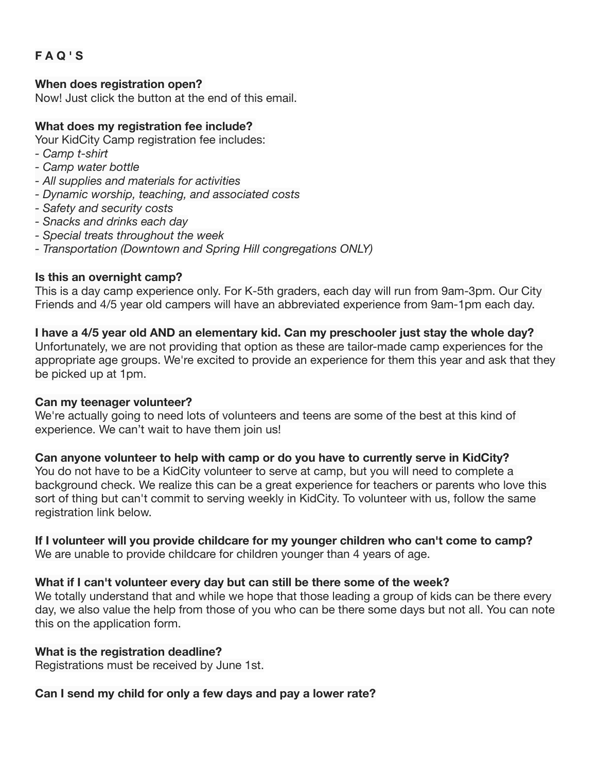**F A Q ' S**

**When does registration open?**
Now! Just click the button at the end of this email.

**What does my registration fee include?**
Your KidCity Camp registration fee includes:
- *Camp t-shirt*
- *Camp water bottle*
- *All supplies and materials for activities*
- *Dynamic worship, teaching, and associated costs*
- *Safety and security costs*
- *Snacks and drinks each day*
- *Special treats throughout the week*
- *Transportation (Downtown and Spring Hill congregations ONLY)*

**Is this an overnight camp?**
This is a day camp experience only. For K-5th graders, each day will run from 9am-3pm. Our City Friends and 4/5 year old campers will have an abbreviated experience from 9am-1pm each day.

**I have a 4/5 year old AND an elementary kid. Can my preschooler just stay the whole day?**
Unfortunately, we are not providing that option as these are tailor-made camp experiences for the appropriate age groups. We're excited to provide an experience for them this year and ask that they be picked up at 1pm.

**Can my teenager volunteer?**
We're actually going to need lots of volunteers and teens are some of the best at this kind of experience. We can't wait to have them join us!

**Can anyone volunteer to help with camp or do you have to currently serve in KidCity?**
You do not have to be a KidCity volunteer to serve at camp, but you will need to complete a background check. We realize this can be a great experience for teachers or parents who love this sort of thing but can't commit to serving weekly in KidCity. To volunteer with us, follow the same registration link below.

**If I volunteer will you provide childcare for my younger children who can't come to camp?**
We are unable to provide childcare for children younger than 4 years of age.

**What if I can't volunteer every day but can still be there some of the week?**
We totally understand that and while we hope that those leading a group of kids can be there every day, we also value the help from those of you who can be there some days but not all. You can note this on the application form.

**What is the registration deadline?**
Registrations must be received by June 1st.

**Can I send my child for only a few days and pay a lower rate?**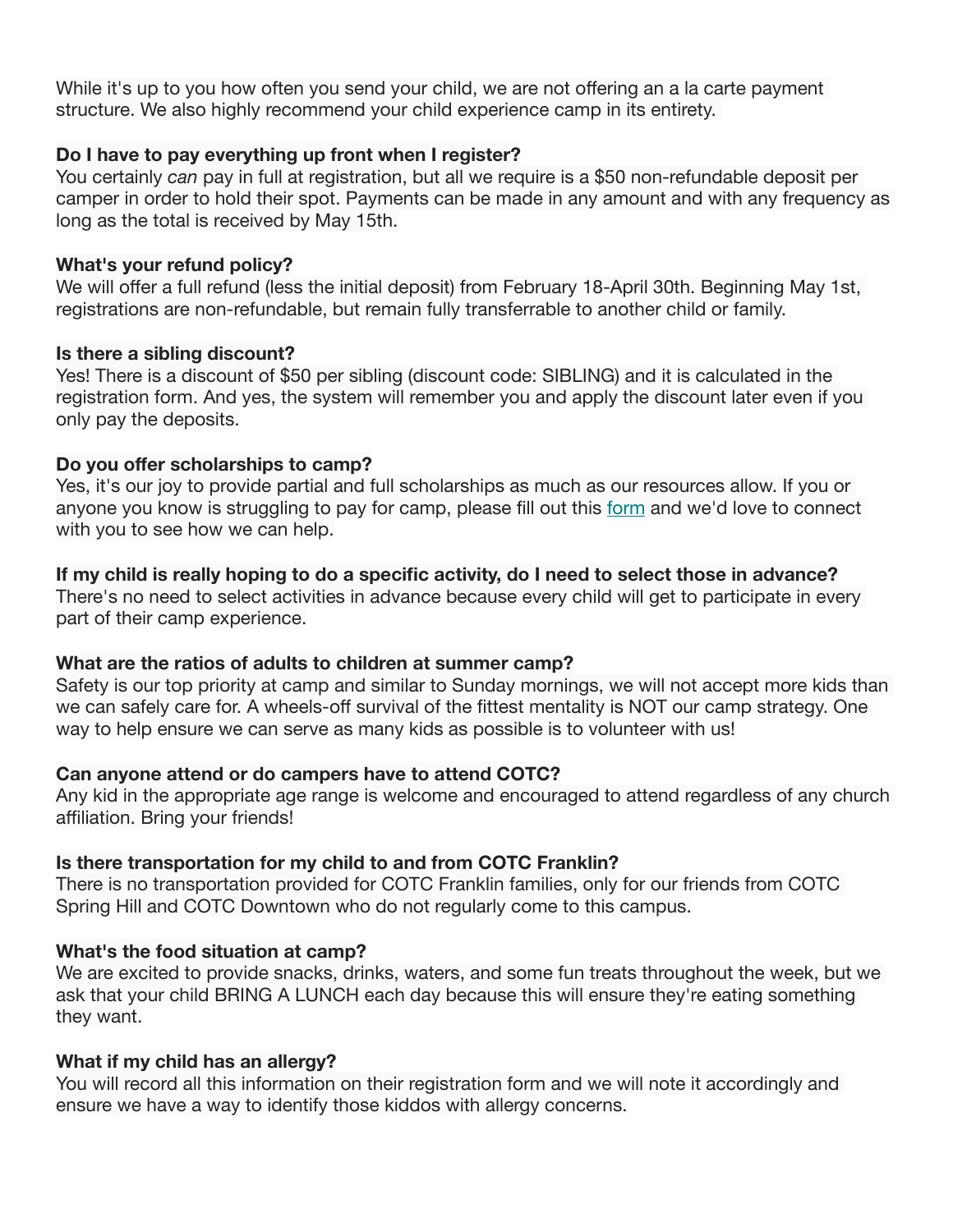While it's up to you how often you send your child, we are not offering an a la carte payment structure. We also highly recommend your child experience camp in its entirety.

**Do I have to pay everything up front when I register?**
You certainly *can* pay in full at registration, but all we require is a $50 non-refundable deposit per camper in order to hold their spot. Payments can be made in any amount and with any frequency as long as the total is received by May 15th.

**What's your refund policy?**
We will offer a full refund (less the initial deposit) from February 18-April 30th. Beginning May 1st, registrations are non-refundable, but remain fully transferrable to another child or family.

**Is there a sibling discount?**
Yes! There is a discount of $50 per sibling (discount code: SIBLING) and it is calculated in the registration form. And yes, the system will remember you and apply the discount later even if you only pay the deposits.

**Do you offer scholarships to camp?**
Yes, it's our joy to provide partial and full scholarships as much as our resources allow. If you or anyone you know is struggling to pay for camp, please fill out this [form] and we'd love to connect with you to see how we can help.

**If my child is really hoping to do a specific activity, do I need to select those in advance?**
There's no need to select activities in advance because every child will get to participate in every part of their camp experience.

**What are the ratios of adults to children at summer camp?**
Safety is our top priority at camp and similar to Sunday mornings, we will not accept more kids than we can safely care for. A wheels-off survival of the fittest mentality is NOT our camp strategy. One way to help ensure we can serve as many kids as possible is to volunteer with us!

**Can anyone attend or do campers have to attend COTC?**
Any kid in the appropriate age range is welcome and encouraged to attend regardless of any church affiliation. Bring your friends!

**Is there transportation for my child to and from COTC Franklin?**
There is no transportation provided for COTC Franklin families, only for our friends from COTC Spring Hill and COTC Downtown who do not regularly come to this campus.

**What's the food situation at camp?**
We are excited to provide snacks, drinks, waters, and some fun treats throughout the week, but we ask that your child BRING A LUNCH each day because this will ensure they're eating something they want.

**What if my child has an allergy?**
You will record all this information on their registration form and we will note it accordingly and ensure we have a way to identify those kiddos with allergy concerns.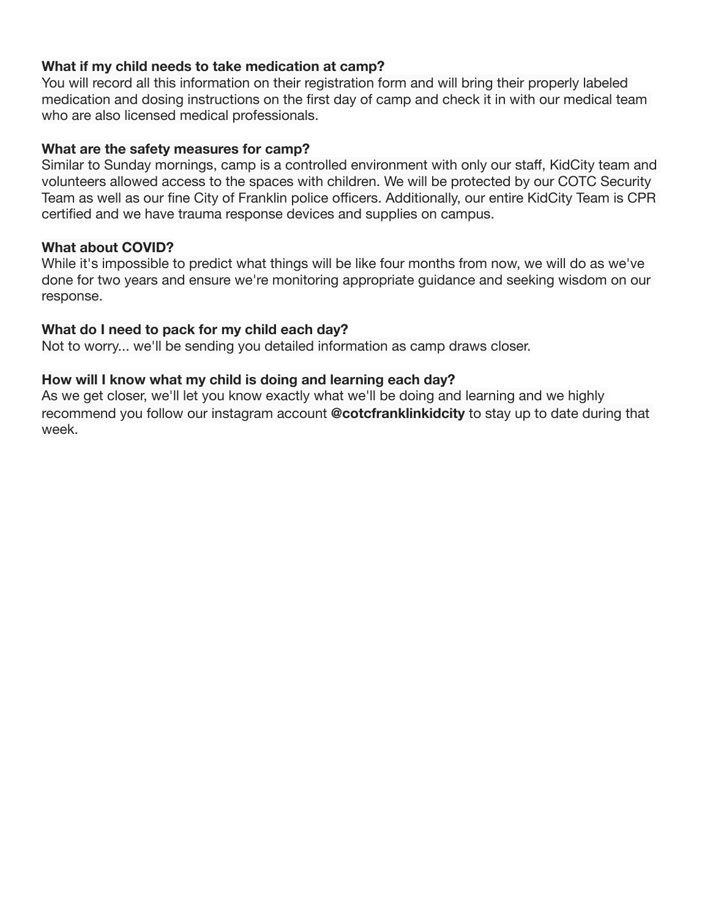**What if my child needs to take medication at camp?**
You will record all this information on their registration form and will bring their properly labeled medication and dosing instructions on the first day of camp and check it in with our medical team who are also licensed medical professionals.

**What are the safety measures for camp?**
Similar to Sunday mornings, camp is a controlled environment with only our staff, KidCity team and volunteers allowed access to the spaces with children. We will be protected by our COTC Security Team as well as our fine City of Franklin police officers. Additionally, our entire KidCity Team is CPR certified and we have trauma response devices and supplies on campus.

**What about COVID?**
While it's impossible to predict what things will be like four months from now, we will do as we've done for two years and ensure we're monitoring appropriate guidance and seeking wisdom on our response.

**What do I need to pack for my child each day?**
Not to worry... we'll be sending you detailed information as camp draws closer.

**How will I know what my child is doing and learning each day?**
As we get closer, we'll let you know exactly what we'll be doing and learning and we highly recommend you follow our instagram account **@cotcfranklinkidcity** to stay up to date during that week.